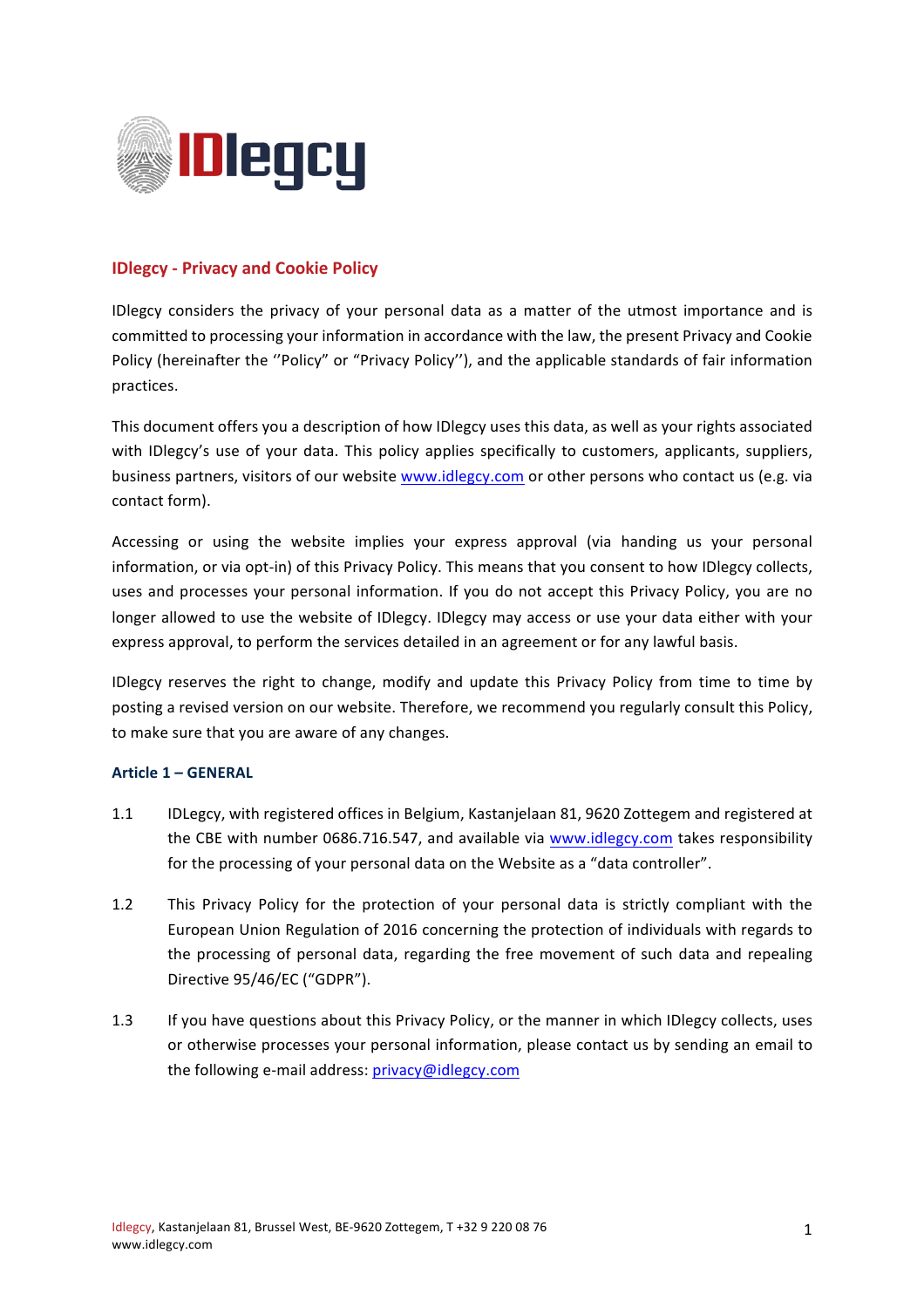# IDlegcy - Privacy and Cookie Policy

IDlegcy considers the privacy of your personal data as a matter of the utmost importance and is committed to processing your information in accordance with the law, the present Privacy and Cookie Policy (hereinafter the ''Policy" or "Privacy Policy''), and the applicable standards of fair information practices.

This document offers you a description of how IDlegcy uses this data, as well as your rights associated with IDlegcy's use of your data. This policy applies specifically to customers, applicants, suppliers, business partners, visitors of our website www.idlegcy.com or other persons who contact us (e.g. via contact form).

Accessing or using the website implies your express approval (via handing us your personal information, or via opt-in) of this Privacy Policy. This means that you consent to how IDlegcy collects, uses and processes your personal information. If you do not accept this Privacy Policy, you are no longer allowed to use the website of IDlegcy. IDlegcy may access or use your data either with your express approval, to perform the services detailed in an agreement or for any lawful basis.

IDlegcy reserves the right to change, modify and update this Privacy Policy from time to time by posting a revised version on our website. Therefore, we recommend you regularly consult this Policy, to make sure that you are aware of any changes.

## Article 1 – GENERAL

1.1 IDLegcy, with registered offices in Belgium, Kastanjelaan 81, 9620 Zottegem and registered at the CBE with number 0686.716.547, and available via www.idlegcy.com takes responsibility for the processing of your personal data on the Website as a "data controller".

1.2 This Privacy Policy for the protection of your personal data is strictly compliant with the European Union Regulation of 2016 concerning the protection of individuals with regards to the processing of personal data, regarding the free movement of such data and repealing Directive 95/46/EC ("GDPR").

1.3 If you have questions about this Privacy Policy, or the manner in which IDlegcy collects, uses or otherwise processes your personal information, please contact us by sending an email to the following e-mail address: privacy@idlegcy.com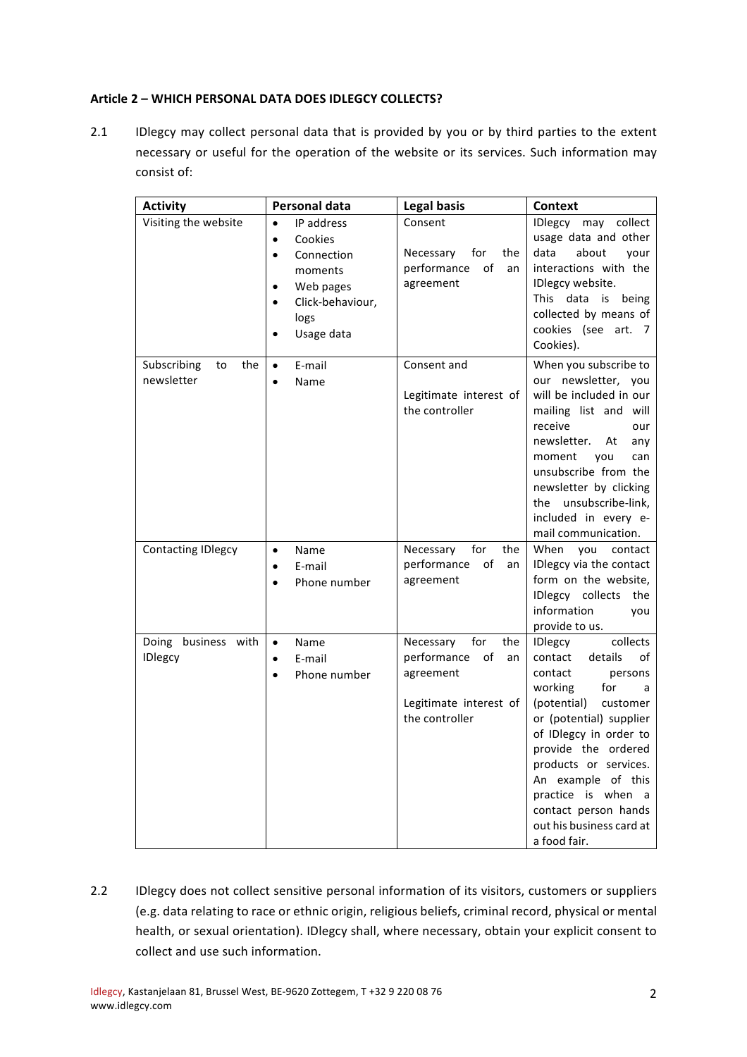**Article 2 – WHICH PERSONAL DATA DOES IDLEGCY COLLECTS?**

2.1 IDlegcy may collect personal data that is provided by you or by third parties to the extent necessary or useful for the operation of the website or its services. Such information may consist of:

| Activity | Personal data | Legal basis | Context |
|---|---|---|---|
| Visiting the website | • IP address<br>• Cookies<br>• Connection moments<br>• Web pages<br>• Click-behaviour, logs<br>• Usage data | Consent<br><br>Necessary for the performance of an agreement | IDlegcy may collect usage data and other data about your interactions with the IDlegcy website. This data is being collected by means of cookies (see art. 7 Cookies). |
| Subscribing to the newsletter | • E-mail<br>• Name | Consent and<br><br>Legitimate interest of the controller | When you subscribe to our newsletter, you will be included in our mailing list and will receive our newsletter. At any moment you can unsubscribe from the newsletter by clicking the unsubscribe-link, included in every e-mail communication. |
| Contacting IDlegcy | • Name<br>• E-mail<br>• Phone number | Necessary for the performance of an agreement | When you contact IDlegcy via the contact form on the website, IDlegcy collects the information you provide to us. |
| Doing business with IDlegcy | • Name<br>• E-mail<br>• Phone number | Necessary for the performance of an agreement<br><br>Legitimate interest of the controller | IDlegcy collects contact details of contact persons working for a (potential) customer or (potential) supplier of IDlegcy in order to provide the ordered products or services. An example of this practice is when a contact person hands out his business card at a food fair. |

2.2 IDlegcy does not collect sensitive personal information of its visitors, customers or suppliers (e.g. data relating to race or ethnic origin, religious beliefs, criminal record, physical or mental health, or sexual orientation). IDlegcy shall, where necessary, obtain your explicit consent to collect and use such information.

Idlegcy, Kastanjelaan 81, Brussel West, BE-9620 Zottegem, T +32 9 220 08 76
www.idlegcy.com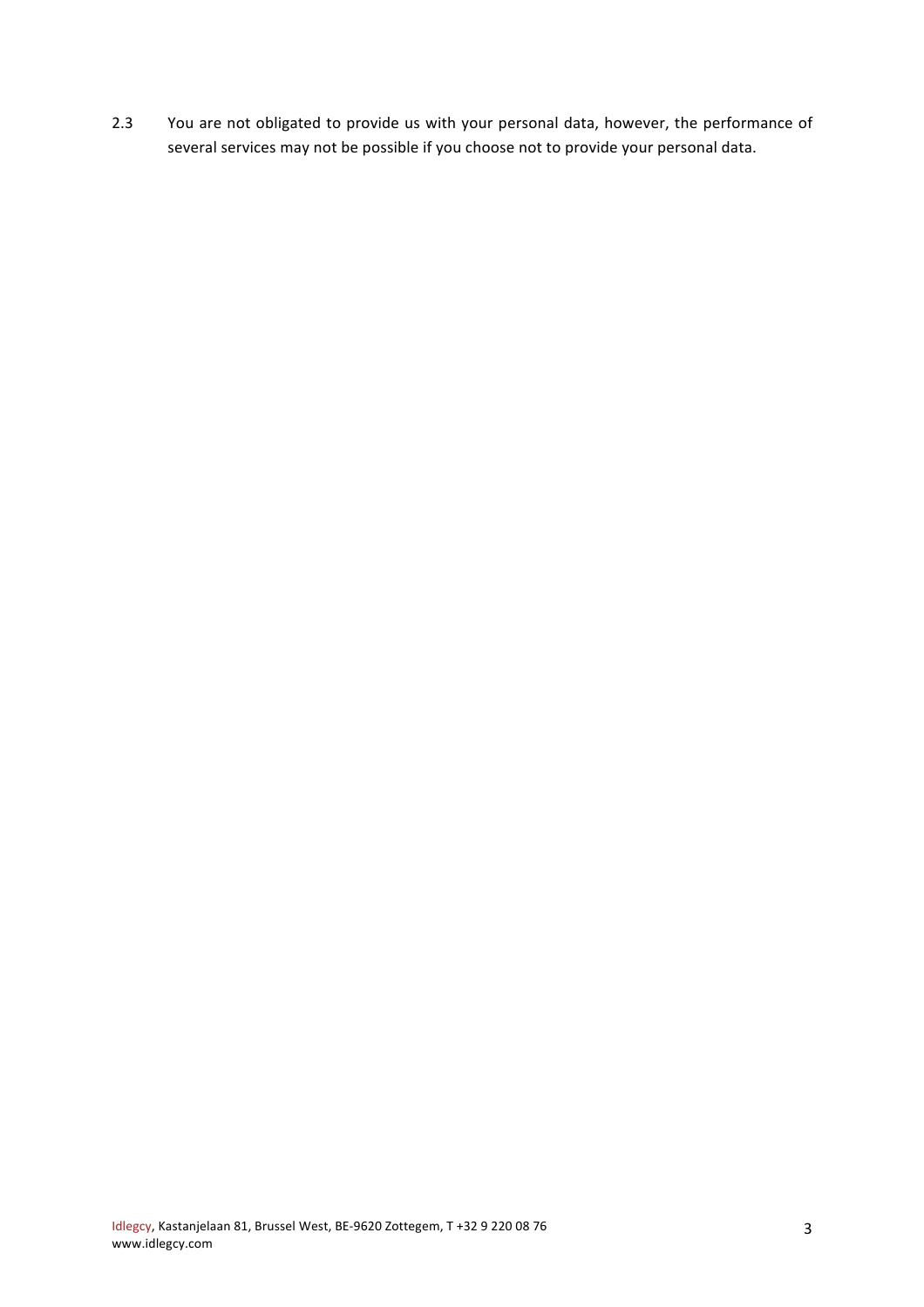2.3 You are not obligated to provide us with your personal data, however, the performance of several services may not be possible if you choose not to provide your personal data.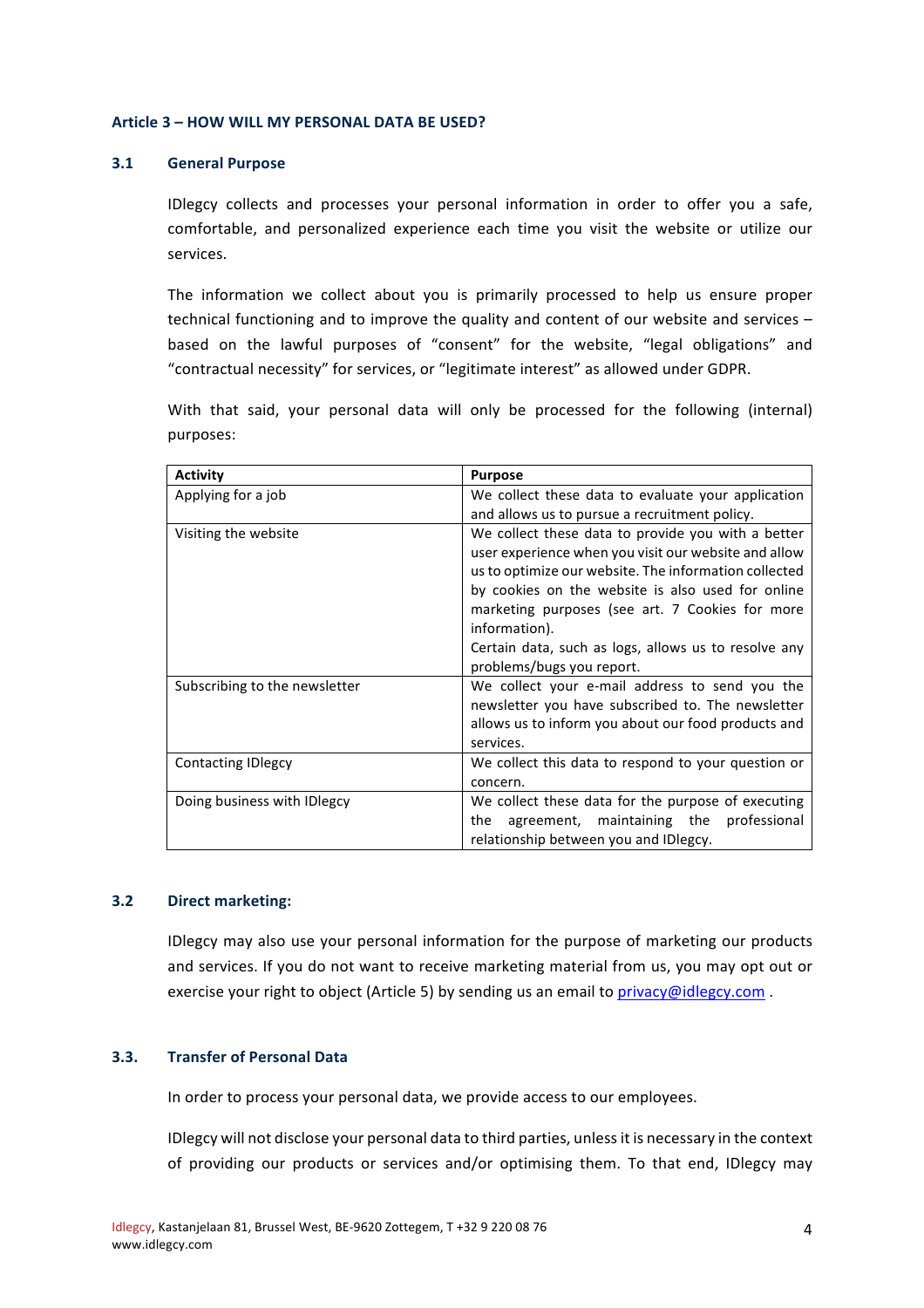## Article 3 – HOW WILL MY PERSONAL DATA BE USED?

### 3.1 General Purpose

IDlegcy collects and processes your personal information in order to offer you a safe, comfortable, and personalized experience each time you visit the website or utilize our services.

The information we collect about you is primarily processed to help us ensure proper technical functioning and to improve the quality and content of our website and services – based on the lawful purposes of "consent" for the website, "legal obligations" and "contractual necessity" for services, or "legitimate interest" as allowed under GDPR.

With that said, your personal data will only be processed for the following (internal) purposes:

| Activity | Purpose |
| --- | --- |
| Applying for a job | We collect these data to evaluate your application and allows us to pursue a recruitment policy. |
| Visiting the website | We collect these data to provide you with a better user experience when you visit our website and allow us to optimize our website. The information collected by cookies on the website is also used for online marketing purposes (see art. 7 Cookies for more information).<br>Certain data, such as logs, allows us to resolve any problems/bugs you report. |
| Subscribing to the newsletter | We collect your e-mail address to send you the newsletter you have subscribed to. The newsletter allows us to inform you about our food products and services. |
| Contacting IDlegcy | We collect this data to respond to your question or concern. |
| Doing business with IDlegcy | We collect these data for the purpose of executing the agreement, maintaining the professional relationship between you and IDlegcy. |

### 3.2 Direct marketing:

IDlegcy may also use your personal information for the purpose of marketing our products and services. If you do not want to receive marketing material from us, you may opt out or exercise your right to object (Article 5) by sending us an email to privacy@idlegcy.com .

### 3.3. Transfer of Personal Data

In order to process your personal data, we provide access to our employees.

IDlegcy will not disclose your personal data to third parties, unless it is necessary in the context of providing our products or services and/or optimising them. To that end, IDlegcy may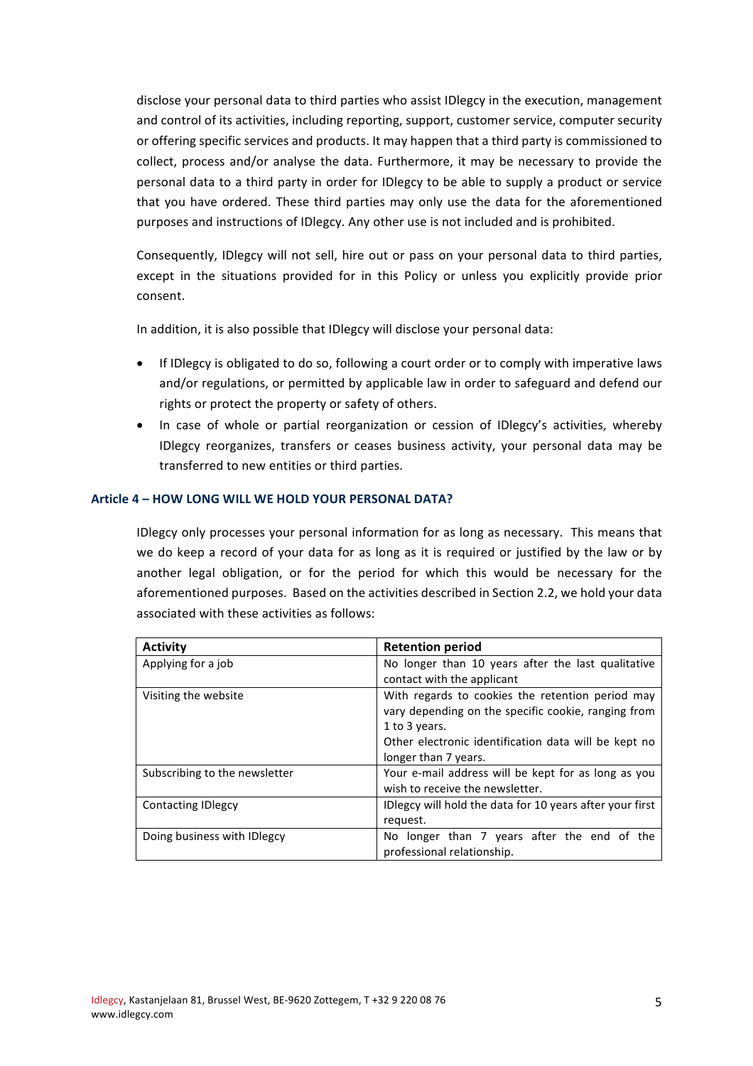disclose your personal data to third parties who assist IDlegcy in the execution, management and control of its activities, including reporting, support, customer service, computer security or offering specific services and products. It may happen that a third party is commissioned to collect, process and/or analyse the data. Furthermore, it may be necessary to provide the personal data to a third party in order for IDlegcy to be able to supply a product or service that you have ordered. These third parties may only use the data for the aforementioned purposes and instructions of IDlegcy. Any other use is not included and is prohibited.

Consequently, IDlegcy will not sell, hire out or pass on your personal data to third parties, except in the situations provided for in this Policy or unless you explicitly provide prior consent.

In addition, it is also possible that IDlegcy will disclose your personal data:

- If IDlegcy is obligated to do so, following a court order or to comply with imperative laws and/or regulations, or permitted by applicable law in order to safeguard and defend our rights or protect the property or safety of others.
- In case of whole or partial reorganization or cession of IDlegcy's activities, whereby IDlegcy reorganizes, transfers or ceases business activity, your personal data may be transferred to new entities or third parties.

### Article 4 – HOW LONG WILL WE HOLD YOUR PERSONAL DATA?

IDlegcy only processes your personal information for as long as necessary. This means that we do keep a record of your data for as long as it is required or justified by the law or by another legal obligation, or for the period for which this would be necessary for the aforementioned purposes. Based on the activities described in Section 2.2, we hold your data associated with these activities as follows:

| Activity | Retention period |
|---|---|
| Applying for a job | No longer than 10 years after the last qualitative contact with the applicant |
| Visiting the website | With regards to cookies the retention period may vary depending on the specific cookie, ranging from 1 to 3 years. Other electronic identification data will be kept no longer than 7 years. |
| Subscribing to the newsletter | Your e-mail address will be kept for as long as you wish to receive the newsletter. |
| Contacting IDlegcy | IDlegcy will hold the data for 10 years after your first request. |
| Doing business with IDlegcy | No longer than 7 years after the end of the professional relationship. |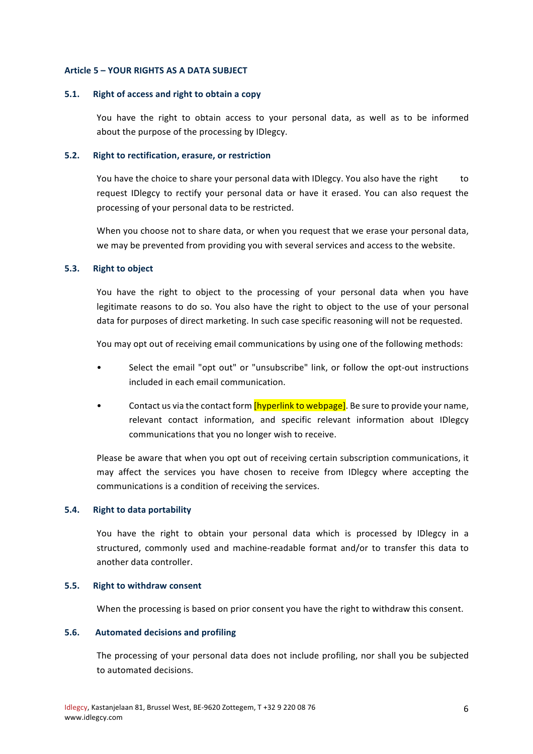## Article 5 – YOUR RIGHTS AS A DATA SUBJECT

### 5.1. Right of access and right to obtain a copy

You have the right to obtain access to your personal data, as well as to be informed about the purpose of the processing by IDlegcy.

### 5.2. Right to rectification, erasure, or restriction

You have the choice to share your personal data with IDlegcy. You also have the right to request IDlegcy to rectify your personal data or have it erased. You can also request the processing of your personal data to be restricted.

When you choose not to share data, or when you request that we erase your personal data, we may be prevented from providing you with several services and access to the website.

### 5.3. Right to object

You have the right to object to the processing of your personal data when you have legitimate reasons to do so. You also have the right to object to the use of your personal data for purposes of direct marketing. In such case specific reasoning will not be requested.

You may opt out of receiving email communications by using one of the following methods:

- Select the email "opt out" or "unsubscribe" link, or follow the opt-out instructions included in each email communication.
- Contact us via the contact form [hyperlink to webpage]. Be sure to provide your name, relevant contact information, and specific relevant information about IDlegcy communications that you no longer wish to receive.

Please be aware that when you opt out of receiving certain subscription communications, it may affect the services you have chosen to receive from IDlegcy where accepting the communications is a condition of receiving the services.

### 5.4. Right to data portability

You have the right to obtain your personal data which is processed by IDlegcy in a structured, commonly used and machine-readable format and/or to transfer this data to another data controller.

### 5.5. Right to withdraw consent

When the processing is based on prior consent you have the right to withdraw this consent.

### 5.6. Automated decisions and profiling

The processing of your personal data does not include profiling, nor shall you be subjected to automated decisions.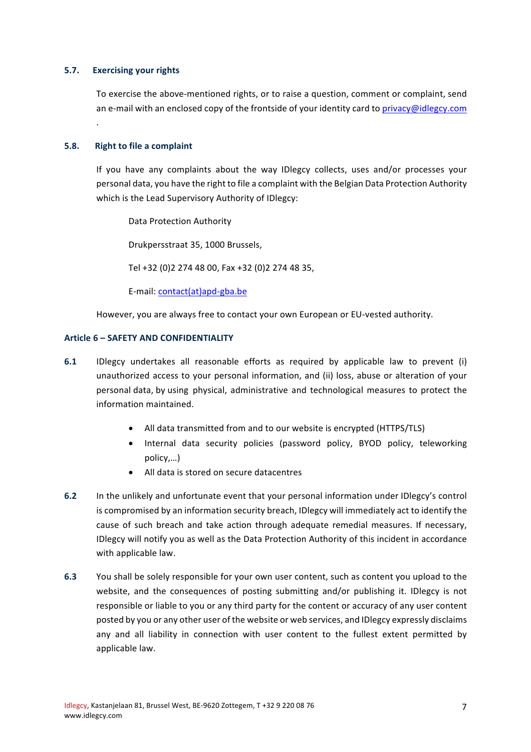### 5.7. Exercising your rights

To exercise the above-mentioned rights, or to raise a question, comment or complaint, send an e-mail with an enclosed copy of the frontside of your identity card to privacy@idlegcy.com .

### 5.8. Right to file a complaint

If you have any complaints about the way IDlegcy collects, uses and/or processes your personal data, you have the right to file a complaint with the Belgian Data Protection Authority which is the Lead Supervisory Authority of IDlegcy:

Data Protection Authority

Drukpersstraat 35, 1000 Brussels,

Tel +32 (0)2 274 48 00, Fax +32 (0)2 274 48 35,

E-mail: contact(at)apd-gba.be

However, you are always free to contact your own European or EU-vested authority.

## Article 6 – SAFETY AND CONFIDENTIALITY

**6.1** IDlegcy undertakes all reasonable efforts as required by applicable law to prevent (i) unauthorized access to your personal information, and (ii) loss, abuse or alteration of your personal data, by using physical, administrative and technological measures to protect the information maintained.

- All data transmitted from and to our website is encrypted (HTTPS/TLS)
- Internal data security policies (password policy, BYOD policy, teleworking policy,…)
- All data is stored on secure datacentres

**6.2** In the unlikely and unfortunate event that your personal information under IDlegcy's control is compromised by an information security breach, IDlegcy will immediately act to identify the cause of such breach and take action through adequate remedial measures. If necessary, IDlegcy will notify you as well as the Data Protection Authority of this incident in accordance with applicable law.

**6.3** You shall be solely responsible for your own user content, such as content you upload to the website, and the consequences of posting submitting and/or publishing it. IDlegcy is not responsible or liable to you or any third party for the content or accuracy of any user content posted by you or any other user of the website or web services, and IDlegcy expressly disclaims any and all liability in connection with user content to the fullest extent permitted by applicable law.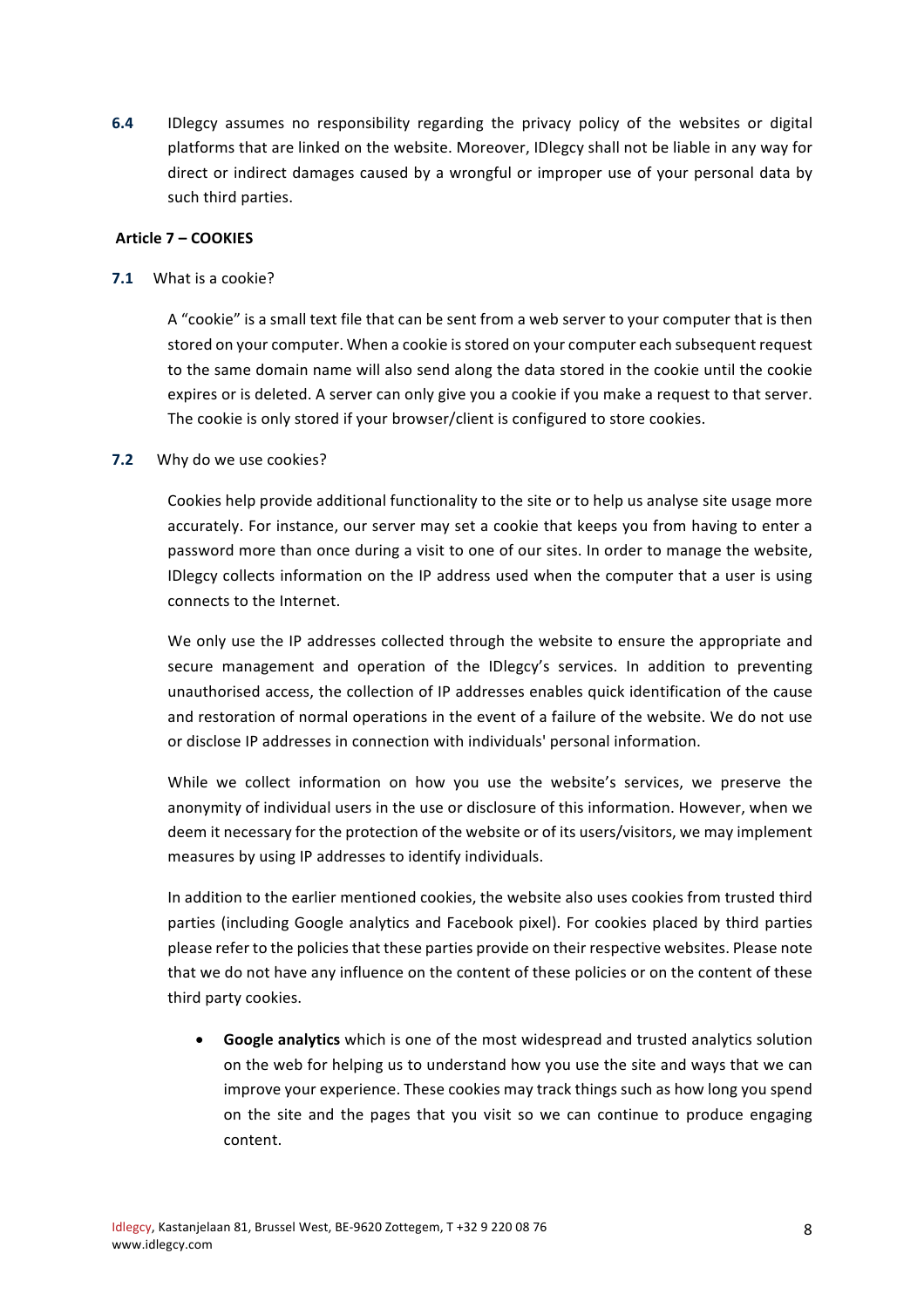**6.4** IDlegcy assumes no responsibility regarding the privacy policy of the websites or digital platforms that are linked on the website. Moreover, IDlegcy shall not be liable in any way for direct or indirect damages caused by a wrongful or improper use of your personal data by such third parties.

## Article 7 – COOKIES

**7.1** What is a cookie?

A "cookie" is a small text file that can be sent from a web server to your computer that is then stored on your computer. When a cookie is stored on your computer each subsequent request to the same domain name will also send along the data stored in the cookie until the cookie expires or is deleted. A server can only give you a cookie if you make a request to that server. The cookie is only stored if your browser/client is configured to store cookies.

**7.2** Why do we use cookies?

Cookies help provide additional functionality to the site or to help us analyse site usage more accurately. For instance, our server may set a cookie that keeps you from having to enter a password more than once during a visit to one of our sites. In order to manage the website, IDlegcy collects information on the IP address used when the computer that a user is using connects to the Internet.

We only use the IP addresses collected through the website to ensure the appropriate and secure management and operation of the IDlegcy's services. In addition to preventing unauthorised access, the collection of IP addresses enables quick identification of the cause and restoration of normal operations in the event of a failure of the website. We do not use or disclose IP addresses in connection with individuals' personal information.

While we collect information on how you use the website's services, we preserve the anonymity of individual users in the use or disclosure of this information. However, when we deem it necessary for the protection of the website or of its users/visitors, we may implement measures by using IP addresses to identify individuals.

In addition to the earlier mentioned cookies, the website also uses cookies from trusted third parties (including Google analytics and Facebook pixel). For cookies placed by third parties please refer to the policies that these parties provide on their respective websites. Please note that we do not have any influence on the content of these policies or on the content of these third party cookies.

- **Google analytics** which is one of the most widespread and trusted analytics solution on the web for helping us to understand how you use the site and ways that we can improve your experience. These cookies may track things such as how long you spend on the site and the pages that you visit so we can continue to produce engaging content.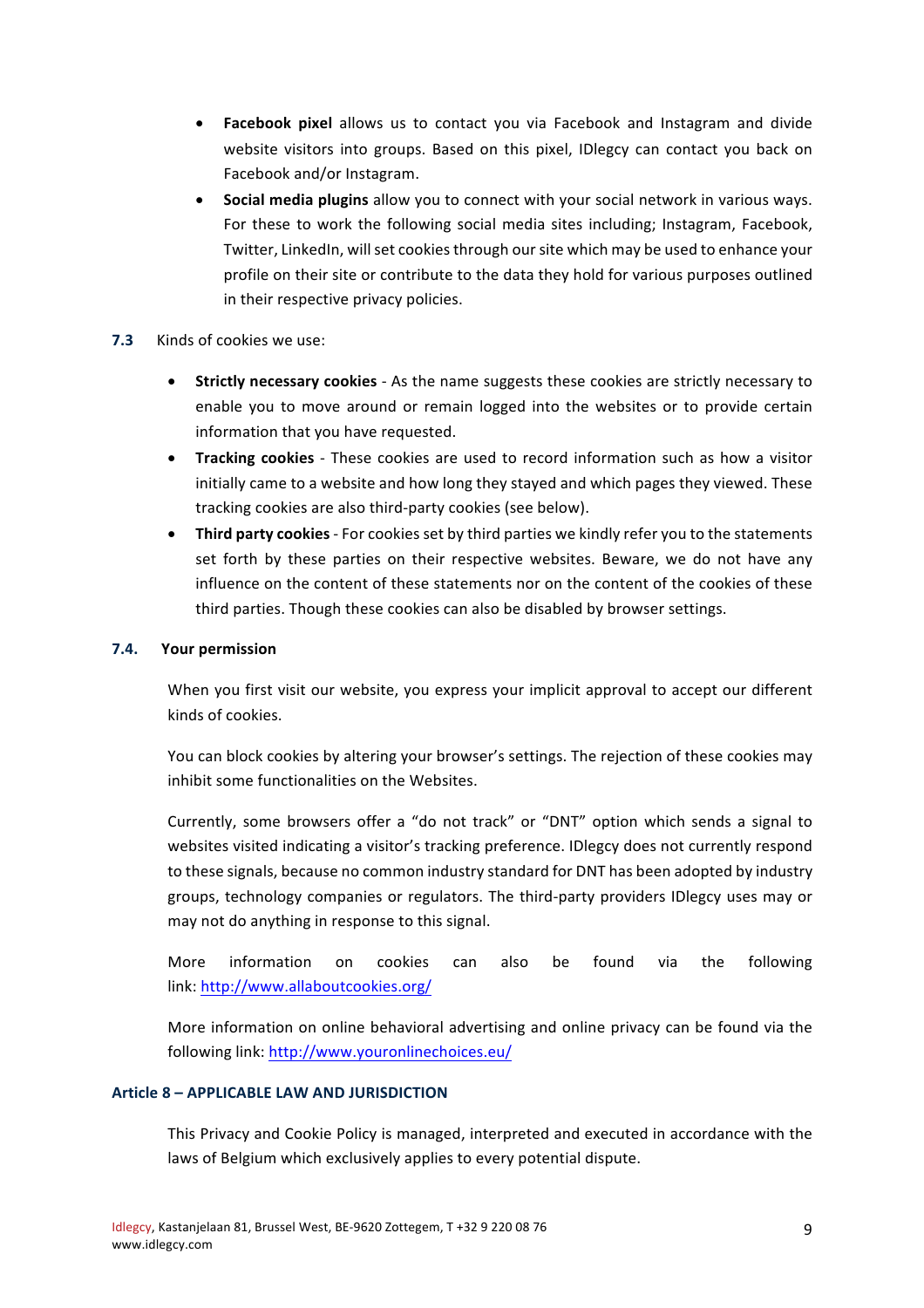- **Facebook pixel** allows us to contact you via Facebook and Instagram and divide website visitors into groups. Based on this pixel, IDlegcy can contact you back on Facebook and/or Instagram.
- **Social media plugins** allow you to connect with your social network in various ways. For these to work the following social media sites including; Instagram, Facebook, Twitter, LinkedIn, will set cookies through our site which may be used to enhance your profile on their site or contribute to the data they hold for various purposes outlined in their respective privacy policies.

**7.3** Kinds of cookies we use:

- **Strictly necessary cookies** - As the name suggests these cookies are strictly necessary to enable you to move around or remain logged into the websites or to provide certain information that you have requested.
- **Tracking cookies** - These cookies are used to record information such as how a visitor initially came to a website and how long they stayed and which pages they viewed. These tracking cookies are also third-party cookies (see below).
- **Third party cookies** - For cookies set by third parties we kindly refer you to the statements set forth by these parties on their respective websites. Beware, we do not have any influence on the content of these statements nor on the content of the cookies of these third parties. Though these cookies can also be disabled by browser settings.

### 7.4. Your permission

When you first visit our website, you express your implicit approval to accept our different kinds of cookies.

You can block cookies by altering your browser's settings. The rejection of these cookies may inhibit some functionalities on the Websites.

Currently, some browsers offer a "do not track" or "DNT" option which sends a signal to websites visited indicating a visitor's tracking preference. IDlegcy does not currently respond to these signals, because no common industry standard for DNT has been adopted by industry groups, technology companies or regulators. The third-party providers IDlegcy uses may or may not do anything in response to this signal.

More information on cookies can also be found via the following link: http://www.allaboutcookies.org/

More information on online behavioral advertising and online privacy can be found via the following link: http://www.youronlinechoices.eu/

## Article 8 – APPLICABLE LAW AND JURISDICTION

This Privacy and Cookie Policy is managed, interpreted and executed in accordance with the laws of Belgium which exclusively applies to every potential dispute.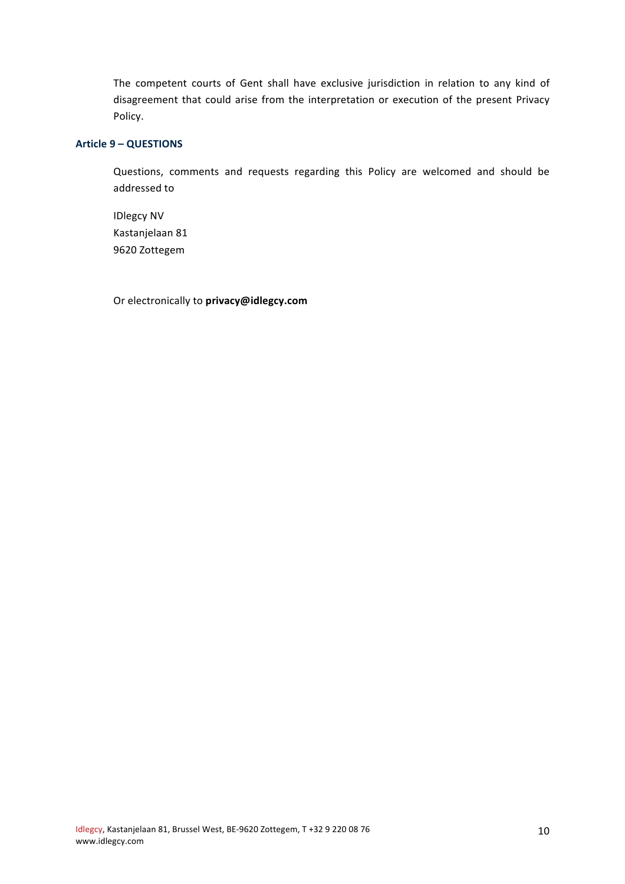The competent courts of Gent shall have exclusive jurisdiction in relation to any kind of disagreement that could arise from the interpretation or execution of the present Privacy Policy.

## Article 9 – QUESTIONS

Questions, comments and requests regarding this Policy are welcomed and should be addressed to

IDlegcy NV
Kastanjelaan 81
9620 Zottegem

Or electronically to **privacy@idlegcy.com**